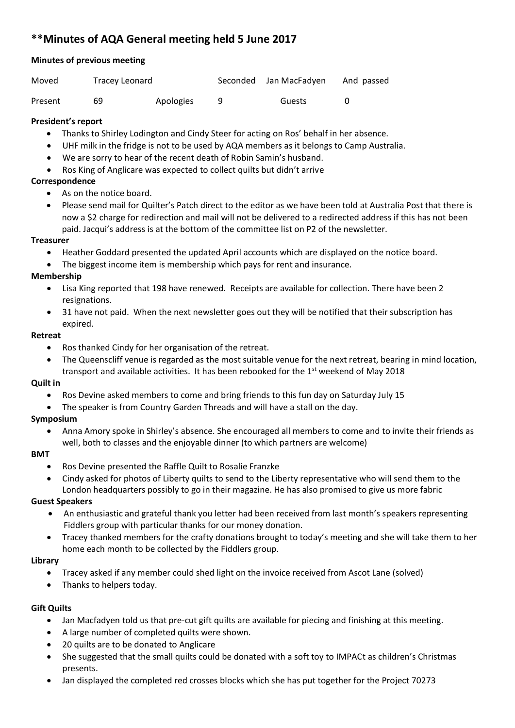# **Minutes of AQA General meeting held 5 June 2017

**Minutes of previous meeting**

| Moved | Tracey Leonard | | Seconded | Jan MacFadyen | And passed |
|---|---|---|---|---|---|
| Present | 69 | Apologies | 9 | Guests | 0 |

**President's report**

- Thanks to Shirley Lodington and Cindy Steer for acting on Ros' behalf in her absence.
- UHF milk in the fridge is not to be used by AQA members as it belongs to Camp Australia.
- We are sorry to hear of the recent death of Robin Samin's husband.
- Ros King of Anglicare was expected to collect quilts but didn't arrive

**Correspondence**

- As on the notice board.
- Please send mail for Quilter's Patch direct to the editor as we have been told at Australia Post that there is now a $2 charge for redirection and mail will not be delivered to a redirected address if this has not been paid. Jacqui's address is at the bottom of the committee list on P2 of the newsletter.

**Treasurer**

- Heather Goddard presented the updated April accounts which are displayed on the notice board.
- The biggest income item is membership which pays for rent and insurance.

**Membership**

- Lisa King reported that 198 have renewed. Receipts are available for collection. There have been 2 resignations.
- 31 have not paid. When the next newsletter goes out they will be notified that their subscription has expired.

**Retreat**

- Ros thanked Cindy for her organisation of the retreat.
- The Queenscliff venue is regarded as the most suitable venue for the next retreat, bearing in mind location, transport and available activities. It has been rebooked for the 1st weekend of May 2018

**Quilt in**

- Ros Devine asked members to come and bring friends to this fun day on Saturday July 15
- The speaker is from Country Garden Threads and will have a stall on the day.

**Symposium**

- Anna Amory spoke in Shirley's absence. She encouraged all members to come and to invite their friends as well, both to classes and the enjoyable dinner (to which partners are welcome)

**BMT**

- Ros Devine presented the Raffle Quilt to Rosalie Franzke
- Cindy asked for photos of Liberty quilts to send to the Liberty representative who will send them to the London headquarters possibly to go in their magazine. He has also promised to give us more fabric

**Guest Speakers**

- An enthusiastic and grateful thank you letter had been received from last month's speakers representing Fiddlers group with particular thanks for our money donation.
- Tracey thanked members for the crafty donations brought to today's meeting and she will take them to her home each month to be collected by the Fiddlers group.

**Library**

- Tracey asked if any member could shed light on the invoice received from Ascot Lane (solved)
- Thanks to helpers today.

**Gift Quilts**

- Jan Macfadyen told us that pre-cut gift quilts are available for piecing and finishing at this meeting.
- A large number of completed quilts were shown.
- 20 quilts are to be donated to Anglicare
- She suggested that the small quilts could be donated with a soft toy to IMPACt as children's Christmas presents.
- Jan displayed the completed red crosses blocks which she has put together for the Project 70273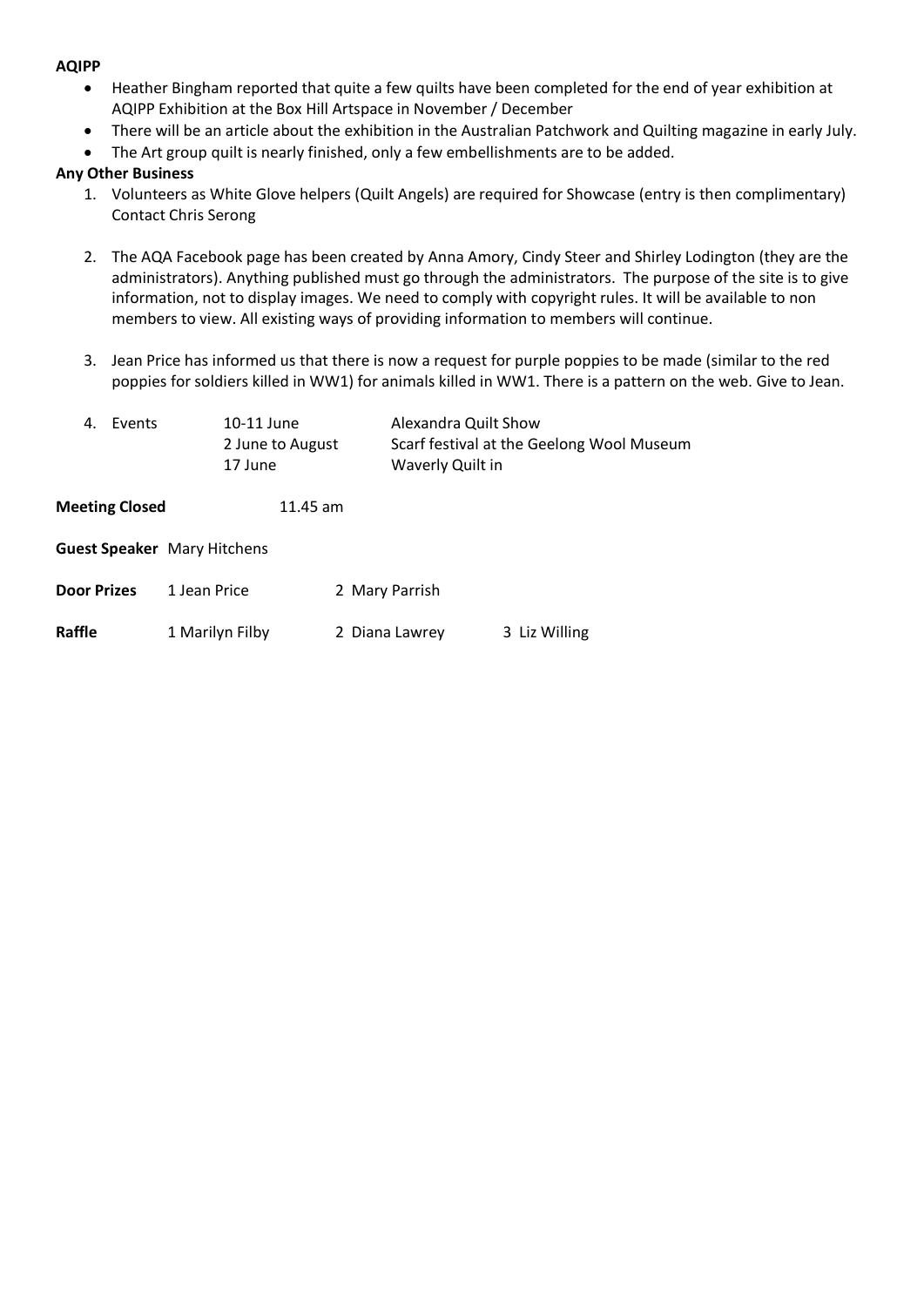**AQIPP**

- Heather Bingham reported that quite a few quilts have been completed for the end of year exhibition at AQIPP Exhibition at the Box Hill Artspace in November / December
- There will be an article about the exhibition in the Australian Patchwork and Quilting magazine in early July.
- The Art group quilt is nearly finished, only a few embellishments are to be added.

**Any Other Business**

1. Volunteers as White Glove helpers (Quilt Angels) are required for Showcase (entry is then complimentary) Contact Chris Serong

2. The AQA Facebook page has been created by Anna Amory, Cindy Steer and Shirley Lodington (they are the administrators). Anything published must go through the administrators. The purpose of the site is to give information, not to display images. We need to comply with copyright rules. It will be available to non members to view. All existing ways of providing information to members will continue.

3. Jean Price has informed us that there is now a request for purple poppies to be made (similar to the red poppies for soldiers killed in WW1) for animals killed in WW1. There is a pattern on the web. Give to Jean.

4. Events

| | |
|---|---|
| 10-11 June | Alexandra Quilt Show |
| 2 June to August | Scarf festival at the Geelong Wool Museum |
| 17 June | Waverly Quilt in |

**Meeting Closed** 11.45 am

**Guest Speaker** Mary Hitchens

| | | | |
|---|---|---|---|
| **Door Prizes** | 1 Jean Price | 2 Mary Parrish | |
| **Raffle** | 1 Marilyn Filby | 2 Diana Lawrey | 3 Liz Willing |